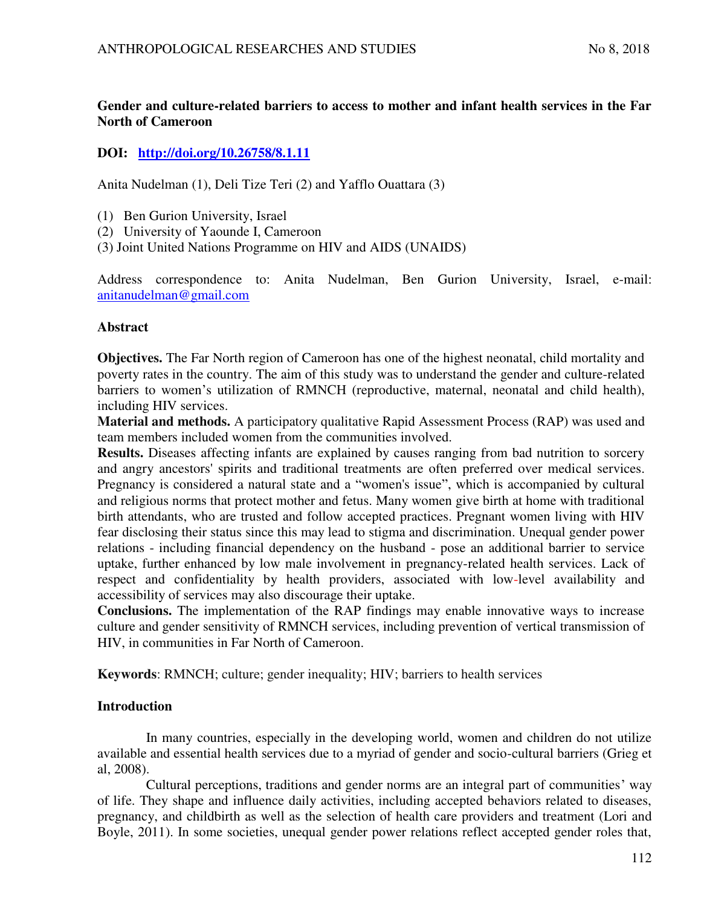# Gender and culture-related barriers to access to mother and infant health services in the Far North of Cameroon

**DOI:** [http://doi.org/10.26758/8.1.11](http://doi.org/10.26758/8.1.11)

Anita Nudelman (1), Deli Tize Teri (2) and Yafflo Ouattara (3)

(1) Ben Gurion University, Israel
(2) University of Yaounde I, Cameroon
(3) Joint United Nations Programme on HIV and AIDS (UNAIDS)

Address correspondence to: Anita Nudelman, Ben Gurion University, Israel, e-mail: [anitanudelman@gmail.com](mailto:anitanudelman@gmail.com)

## Abstract

**Objectives.** The Far North region of Cameroon has one of the highest neonatal, child mortality and poverty rates in the country. The aim of this study was to understand the gender and culture-related barriers to women's utilization of RMNCH (reproductive, maternal, neonatal and child health), including HIV services.

**Material and methods.** A participatory qualitative Rapid Assessment Process (RAP) was used and team members included women from the communities involved.

**Results.** Diseases affecting infants are explained by causes ranging from bad nutrition to sorcery and angry ancestors' spirits and traditional treatments are often preferred over medical services. Pregnancy is considered a natural state and a "women's issue", which is accompanied by cultural and religious norms that protect mother and fetus. Many women give birth at home with traditional birth attendants, who are trusted and follow accepted practices. Pregnant women living with HIV fear disclosing their status since this may lead to stigma and discrimination. Unequal gender power relations - including financial dependency on the husband - pose an additional barrier to service uptake, further enhanced by low male involvement in pregnancy-related health services. Lack of respect and confidentiality by health providers, associated with low-level availability and accessibility of services may also discourage their uptake.

**Conclusions.** The implementation of the RAP findings may enable innovative ways to increase culture and gender sensitivity of RMNCH services, including prevention of vertical transmission of HIV, in communities in Far North of Cameroon.

**Keywords**: RMNCH; culture; gender inequality; HIV; barriers to health services

## Introduction

In many countries, especially in the developing world, women and children do not utilize available and essential health services due to a myriad of gender and socio-cultural barriers (Grieg et al, 2008).

Cultural perceptions, traditions and gender norms are an integral part of communities' way of life. They shape and influence daily activities, including accepted behaviors related to diseases, pregnancy, and childbirth as well as the selection of health care providers and treatment (Lori and Boyle, 2011). In some societies, unequal gender power relations reflect accepted gender roles that,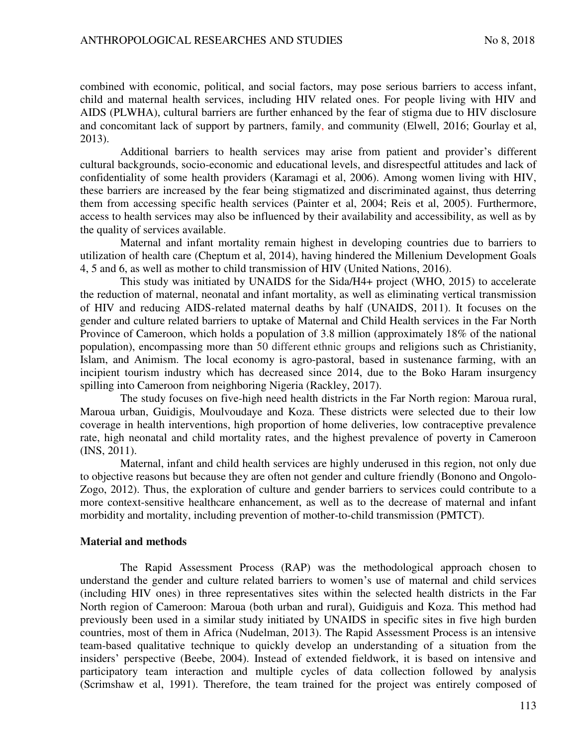combined with economic, political, and social factors, may pose serious barriers to access infant, child and maternal health services, including HIV related ones. For people living with HIV and AIDS (PLWHA), cultural barriers are further enhanced by the fear of stigma due to HIV disclosure and concomitant lack of support by partners, family, and community (Elwell, 2016; Gourlay et al, 2013).

Additional barriers to health services may arise from patient and provider's different cultural backgrounds, socio-economic and educational levels, and disrespectful attitudes and lack of confidentiality of some health providers (Karamagi et al, 2006). Among women living with HIV, these barriers are increased by the fear being stigmatized and discriminated against, thus deterring them from accessing specific health services (Painter et al, 2004; Reis et al, 2005). Furthermore, access to health services may also be influenced by their availability and accessibility, as well as by the quality of services available.

Maternal and infant mortality remain highest in developing countries due to barriers to utilization of health care (Cheptum et al, 2014), having hindered the Millenium Development Goals 4, 5 and 6, as well as mother to child transmission of HIV (United Nations, 2016).

This study was initiated by UNAIDS for the Sida/H4+ project (WHO, 2015) to accelerate the reduction of maternal, neonatal and infant mortality, as well as eliminating vertical transmission of HIV and reducing AIDS-related maternal deaths by half (UNAIDS, 2011). It focuses on the gender and culture related barriers to uptake of Maternal and Child Health services in the Far North Province of Cameroon, which holds a population of 3.8 million (approximately 18% of the national population), encompassing more than 50 different ethnic groups and religions such as Christianity, Islam, and Animism. The local economy is agro-pastoral, based in sustenance farming, with an incipient tourism industry which has decreased since 2014, due to the Boko Haram insurgency spilling into Cameroon from neighboring Nigeria (Rackley, 2017).

The study focuses on five-high need health districts in the Far North region: Maroua rural, Maroua urban, Guidigis, Moulvoudaye and Koza. These districts were selected due to their low coverage in health interventions, high proportion of home deliveries, low contraceptive prevalence rate, high neonatal and child mortality rates, and the highest prevalence of poverty in Cameroon (INS, 2011).

Maternal, infant and child health services are highly underused in this region, not only due to objective reasons but because they are often not gender and culture friendly (Bonono and Ongolo-Zogo, 2012). Thus, the exploration of culture and gender barriers to services could contribute to a more context-sensitive healthcare enhancement, as well as to the decrease of maternal and infant morbidity and mortality, including prevention of mother-to-child transmission (PMTCT).

## Material and methods

The Rapid Assessment Process (RAP) was the methodological approach chosen to understand the gender and culture related barriers to women's use of maternal and child services (including HIV ones) in three representatives sites within the selected health districts in the Far North region of Cameroon: Maroua (both urban and rural), Guidiguis and Koza. This method had previously been used in a similar study initiated by UNAIDS in specific sites in five high burden countries, most of them in Africa (Nudelman, 2013). The Rapid Assessment Process is an intensive team-based qualitative technique to quickly develop an understanding of a situation from the insiders' perspective (Beebe, 2004). Instead of extended fieldwork, it is based on intensive and participatory team interaction and multiple cycles of data collection followed by analysis (Scrimshaw et al, 1991). Therefore, the team trained for the project was entirely composed of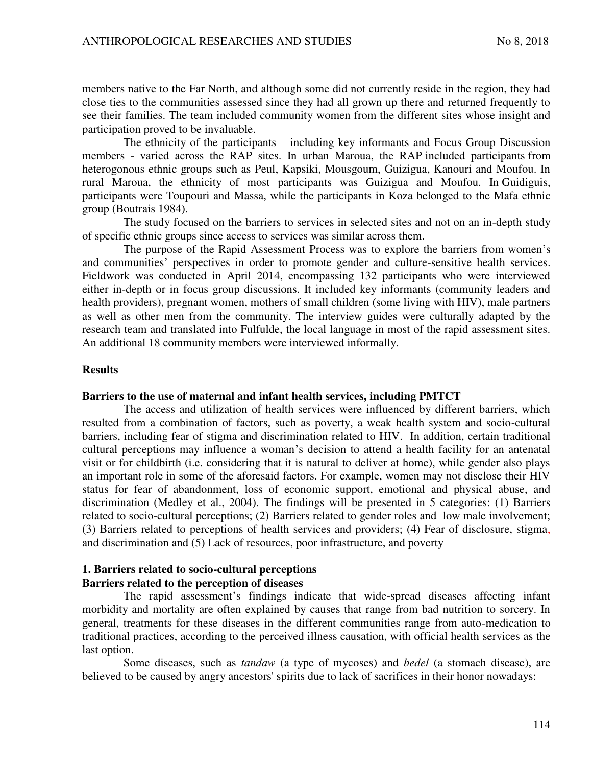members native to the Far North, and although some did not currently reside in the region, they had close ties to the communities assessed since they had all grown up there and returned frequently to see their families. The team included community women from the different sites whose insight and participation proved to be invaluable.

The ethnicity of the participants – including key informants and Focus Group Discussion members - varied across the RAP sites. In urban Maroua, the RAP included participants from heterogonous ethnic groups such as Peul, Kapsiki, Mousgoum, Guizigua, Kanouri and Moufou. In rural Maroua, the ethnicity of most participants was Guizigua and Moufou. In Guidiguis, participants were Toupouri and Massa, while the participants in Koza belonged to the Mafa ethnic group (Boutrais 1984).

The study focused on the barriers to services in selected sites and not on an in-depth study of specific ethnic groups since access to services was similar across them.

The purpose of the Rapid Assessment Process was to explore the barriers from women's and communities' perspectives in order to promote gender and culture-sensitive health services. Fieldwork was conducted in April 2014, encompassing 132 participants who were interviewed either in-depth or in focus group discussions. It included key informants (community leaders and health providers), pregnant women, mothers of small children (some living with HIV), male partners as well as other men from the community. The interview guides were culturally adapted by the research team and translated into Fulfulde, the local language in most of the rapid assessment sites. An additional 18 community members were interviewed informally.

## Results

### Barriers to the use of maternal and infant health services, including PMTCT

The access and utilization of health services were influenced by different barriers, which resulted from a combination of factors, such as poverty, a weak health system and socio-cultural barriers, including fear of stigma and discrimination related to HIV. In addition, certain traditional cultural perceptions may influence a woman's decision to attend a health facility for an antenatal visit or for childbirth (i.e. considering that it is natural to deliver at home), while gender also plays an important role in some of the aforesaid factors. For example, women may not disclose their HIV status for fear of abandonment, loss of economic support, emotional and physical abuse, and discrimination (Medley et al., 2004). The findings will be presented in 5 categories: (1) Barriers related to socio-cultural perceptions; (2) Barriers related to gender roles and low male involvement; (3) Barriers related to perceptions of health services and providers; (4) Fear of disclosure, stigma, and discrimination and (5) Lack of resources, poor infrastructure, and poverty

### 1. Barriers related to socio-cultural perceptions

#### Barriers related to the perception of diseases

The rapid assessment's findings indicate that wide-spread diseases affecting infant morbidity and mortality are often explained by causes that range from bad nutrition to sorcery. In general, treatments for these diseases in the different communities range from auto-medication to traditional practices, according to the perceived illness causation, with official health services as the last option.

Some diseases, such as *tandaw* (a type of mycoses) and *bedel* (a stomach disease), are believed to be caused by angry ancestors' spirits due to lack of sacrifices in their honor nowadays: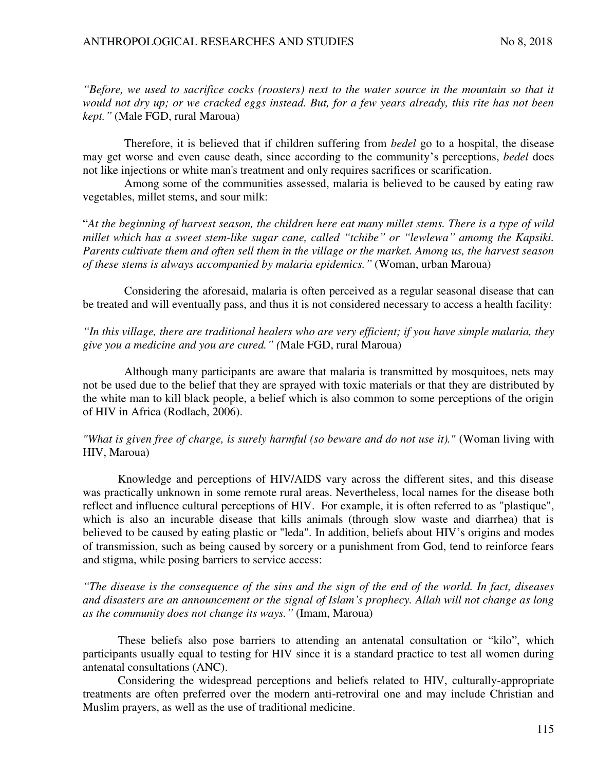*"Before, we used to sacrifice cocks (roosters) next to the water source in the mountain so that it would not dry up; or we cracked eggs instead. But, for a few years already, this rite has not been kept."* (Male FGD, rural Maroua)

Therefore, it is believed that if children suffering from *bedel* go to a hospital, the disease may get worse and even cause death, since according to the community's perceptions, *bedel* does not like injections or white man's treatment and only requires sacrifices or scarification.

Among some of the communities assessed, malaria is believed to be caused by eating raw vegetables, millet stems, and sour milk:

"*At the beginning of harvest season, the children here eat many millet stems. There is a type of wild millet which has a sweet stem-like sugar cane, called "tchibe" or "lewlewa" amomg the Kapsiki. Parents cultivate them and often sell them in the village or the market. Among us, the harvest season of these stems is always accompanied by malaria epidemics."* (Woman, urban Maroua)

Considering the aforesaid, malaria is often perceived as a regular seasonal disease that can be treated and will eventually pass, and thus it is not considered necessary to access a health facility:

*"In this village, there are traditional healers who are very efficient; if you have simple malaria, they give you a medicine and you are cured." (*Male FGD, rural Maroua)

Although many participants are aware that malaria is transmitted by mosquitoes, nets may not be used due to the belief that they are sprayed with toxic materials or that they are distributed by the white man to kill black people, a belief which is also common to some perceptions of the origin of HIV in Africa (Rodlach, 2006).

*"What is given free of charge, is surely harmful (so beware and do not use it)."* (Woman living with HIV, Maroua)

Knowledge and perceptions of HIV/AIDS vary across the different sites, and this disease was practically unknown in some remote rural areas. Nevertheless, local names for the disease both reflect and influence cultural perceptions of HIV. For example, it is often referred to as "plastique", which is also an incurable disease that kills animals (through slow waste and diarrhea) that is believed to be caused by eating plastic or "leda". In addition, beliefs about HIV's origins and modes of transmission, such as being caused by sorcery or a punishment from God, tend to reinforce fears and stigma, while posing barriers to service access:

*"The disease is the consequence of the sins and the sign of the end of the world. In fact, diseases and disasters are an announcement or the signal of Islam's prophecy. Allah will not change as long as the community does not change its ways."* (Imam, Maroua)

These beliefs also pose barriers to attending an antenatal consultation or "kilo", which participants usually equal to testing for HIV since it is a standard practice to test all women during antenatal consultations (ANC).

Considering the widespread perceptions and beliefs related to HIV, culturally-appropriate treatments are often preferred over the modern anti-retroviral one and may include Christian and Muslim prayers, as well as the use of traditional medicine.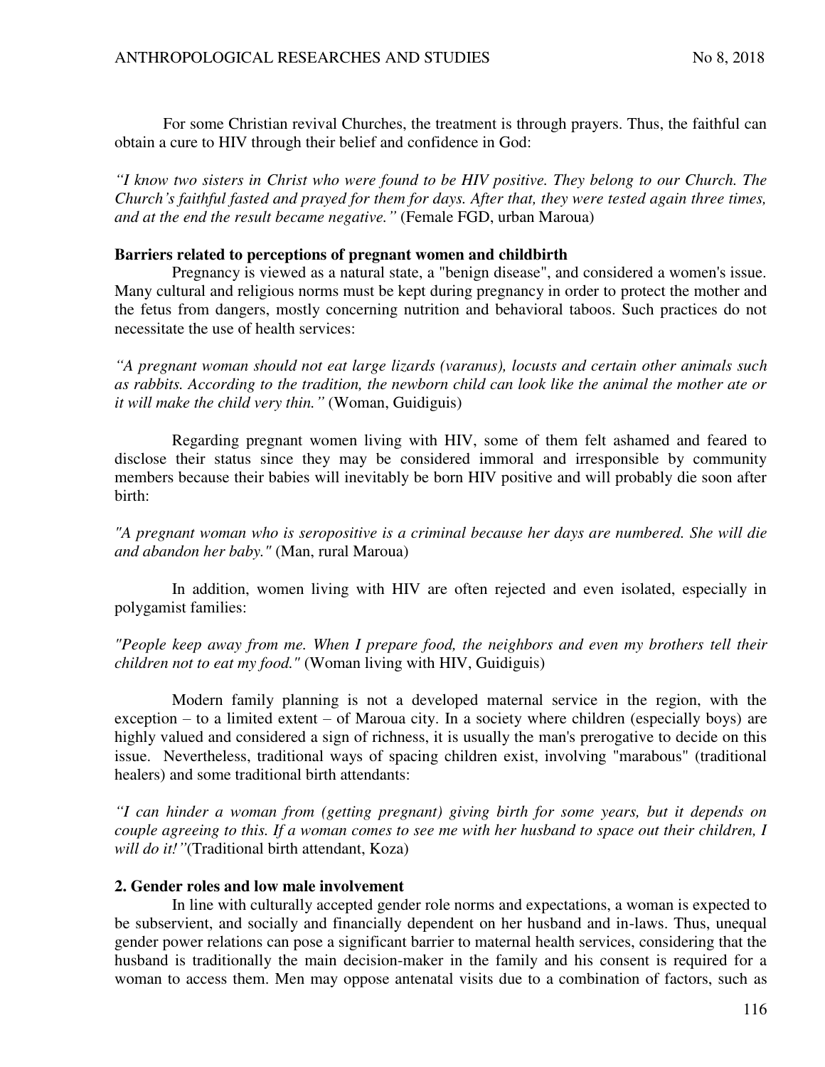For some Christian revival Churches, the treatment is through prayers. Thus, the faithful can obtain a cure to HIV through their belief and confidence in God:

*"I know two sisters in Christ who were found to be HIV positive. They belong to our Church. The Church's faithful fasted and prayed for them for days. After that, they were tested again three times, and at the end the result became negative."* (Female FGD, urban Maroua)

**Barriers related to perceptions of pregnant women and childbirth**

Pregnancy is viewed as a natural state, a "benign disease", and considered a women's issue. Many cultural and religious norms must be kept during pregnancy in order to protect the mother and the fetus from dangers, mostly concerning nutrition and behavioral taboos. Such practices do not necessitate the use of health services:

*"A pregnant woman should not eat large lizards (varanus), locusts and certain other animals such as rabbits. According to the tradition, the newborn child can look like the animal the mother ate or it will make the child very thin."* (Woman, Guidiguis)

Regarding pregnant women living with HIV, some of them felt ashamed and feared to disclose their status since they may be considered immoral and irresponsible by community members because their babies will inevitably be born HIV positive and will probably die soon after birth:

*"A pregnant woman who is seropositive is a criminal because her days are numbered. She will die and abandon her baby."* (Man, rural Maroua)

In addition, women living with HIV are often rejected and even isolated, especially in polygamist families:

*"People keep away from me. When I prepare food, the neighbors and even my brothers tell their children not to eat my food."* (Woman living with HIV, Guidiguis)

Modern family planning is not a developed maternal service in the region, with the exception – to a limited extent – of Maroua city. In a society where children (especially boys) are highly valued and considered a sign of richness, it is usually the man's prerogative to decide on this issue. Nevertheless, traditional ways of spacing children exist, involving "marabous" (traditional healers) and some traditional birth attendants:

*"I can hinder a woman from (getting pregnant) giving birth for some years, but it depends on couple agreeing to this. If a woman comes to see me with her husband to space out their children, I will do it!"*(Traditional birth attendant, Koza)

**2. Gender roles and low male involvement**

In line with culturally accepted gender role norms and expectations, a woman is expected to be subservient, and socially and financially dependent on her husband and in-laws. Thus, unequal gender power relations can pose a significant barrier to maternal health services, considering that the husband is traditionally the main decision-maker in the family and his consent is required for a woman to access them. Men may oppose antenatal visits due to a combination of factors, such as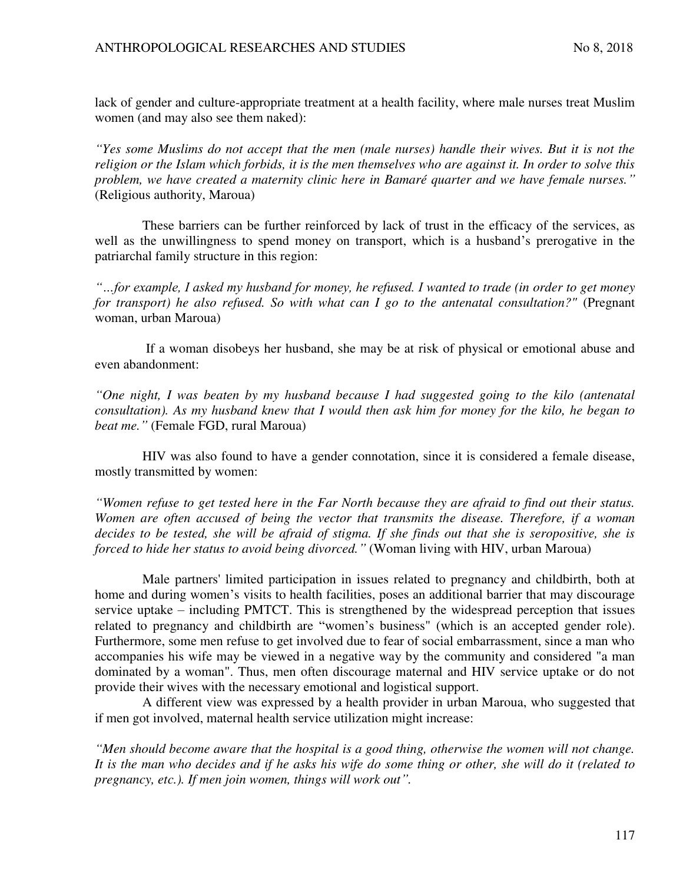lack of gender and culture-appropriate treatment at a health facility, where male nurses treat Muslim women (and may also see them naked):

*"Yes some Muslims do not accept that the men (male nurses) handle their wives. But it is not the religion or the Islam which forbids, it is the men themselves who are against it. In order to solve this problem, we have created a maternity clinic here in Bamaré quarter and we have female nurses."* (Religious authority, Maroua)

These barriers can be further reinforced by lack of trust in the efficacy of the services, as well as the unwillingness to spend money on transport, which is a husband's prerogative in the patriarchal family structure in this region:

*"…for example, I asked my husband for money, he refused. I wanted to trade (in order to get money for transport) he also refused. So with what can I go to the antenatal consultation?"* (Pregnant woman, urban Maroua)

If a woman disobeys her husband, she may be at risk of physical or emotional abuse and even abandonment:

*"One night, I was beaten by my husband because I had suggested going to the kilo (antenatal consultation). As my husband knew that I would then ask him for money for the kilo, he began to beat me."* (Female FGD, rural Maroua)

HIV was also found to have a gender connotation, since it is considered a female disease, mostly transmitted by women:

*"Women refuse to get tested here in the Far North because they are afraid to find out their status. Women are often accused of being the vector that transmits the disease. Therefore, if a woman decides to be tested, she will be afraid of stigma. If she finds out that she is seropositive, she is forced to hide her status to avoid being divorced."* (Woman living with HIV, urban Maroua)

Male partners' limited participation in issues related to pregnancy and childbirth, both at home and during women's visits to health facilities, poses an additional barrier that may discourage service uptake – including PMTCT. This is strengthened by the widespread perception that issues related to pregnancy and childbirth are "women's business" (which is an accepted gender role). Furthermore, some men refuse to get involved due to fear of social embarrassment, since a man who accompanies his wife may be viewed in a negative way by the community and considered "a man dominated by a woman". Thus, men often discourage maternal and HIV service uptake or do not provide their wives with the necessary emotional and logistical support.

A different view was expressed by a health provider in urban Maroua, who suggested that if men got involved, maternal health service utilization might increase:

*"Men should become aware that the hospital is a good thing, otherwise the women will not change. It is the man who decides and if he asks his wife do some thing or other, she will do it (related to pregnancy, etc.). If men join women, things will work out".*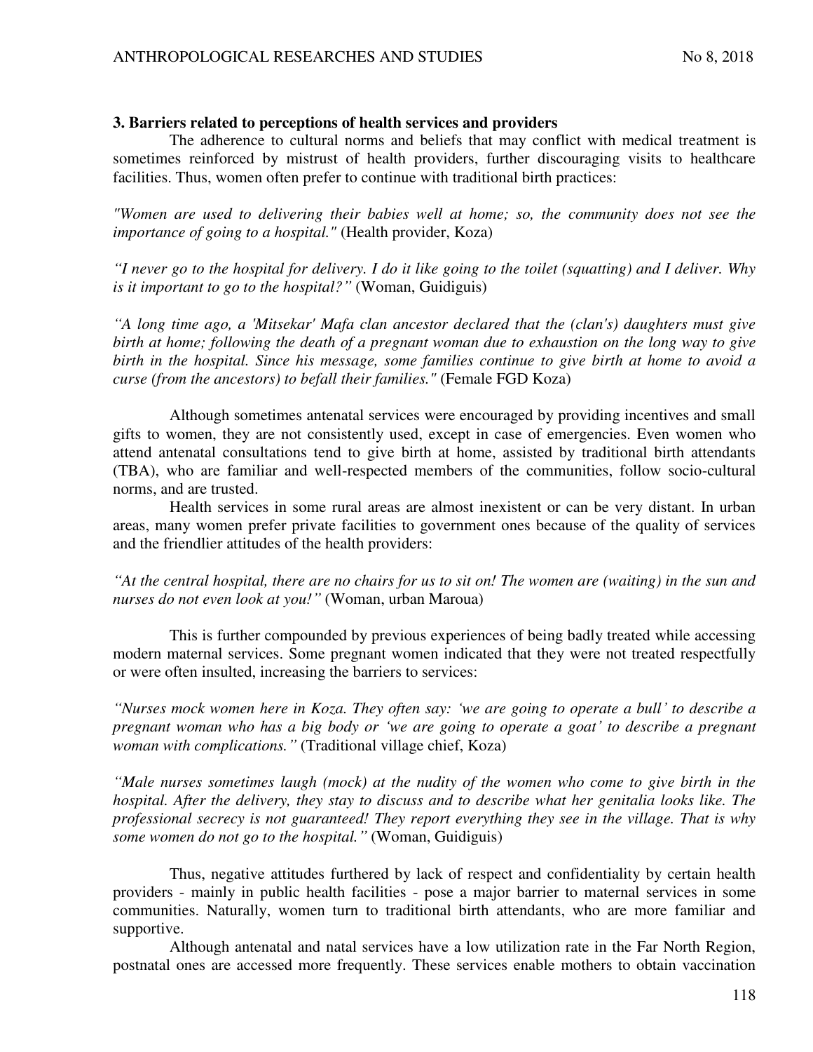### 3. Barriers related to perceptions of health services and providers

The adherence to cultural norms and beliefs that may conflict with medical treatment is sometimes reinforced by mistrust of health providers, further discouraging visits to healthcare facilities. Thus, women often prefer to continue with traditional birth practices:

*"Women are used to delivering their babies well at home; so, the community does not see the importance of going to a hospital."* (Health provider, Koza)

*"I never go to the hospital for delivery. I do it like going to the toilet (squatting) and I deliver. Why is it important to go to the hospital?"* (Woman, Guidiguis)

*"A long time ago, a 'Mitsekar' Mafa clan ancestor declared that the (clan's) daughters must give birth at home; following the death of a pregnant woman due to exhaustion on the long way to give birth in the hospital. Since his message, some families continue to give birth at home to avoid a curse (from the ancestors) to befall their families."* (Female FGD Koza)

Although sometimes antenatal services were encouraged by providing incentives and small gifts to women, they are not consistently used, except in case of emergencies. Even women who attend antenatal consultations tend to give birth at home, assisted by traditional birth attendants (TBA), who are familiar and well-respected members of the communities, follow socio-cultural norms, and are trusted.

Health services in some rural areas are almost inexistent or can be very distant. In urban areas, many women prefer private facilities to government ones because of the quality of services and the friendlier attitudes of the health providers:

*"At the central hospital, there are no chairs for us to sit on! The women are (waiting) in the sun and nurses do not even look at you!"* (Woman, urban Maroua)

This is further compounded by previous experiences of being badly treated while accessing modern maternal services. Some pregnant women indicated that they were not treated respectfully or were often insulted, increasing the barriers to services:

*"Nurses mock women here in Koza. They often say: 'we are going to operate a bull' to describe a pregnant woman who has a big body or 'we are going to operate a goat' to describe a pregnant woman with complications."* (Traditional village chief, Koza)

*"Male nurses sometimes laugh (mock) at the nudity of the women who come to give birth in the hospital. After the delivery, they stay to discuss and to describe what her genitalia looks like. The professional secrecy is not guaranteed! They report everything they see in the village. That is why some women do not go to the hospital."* (Woman, Guidiguis)

Thus, negative attitudes furthered by lack of respect and confidentiality by certain health providers - mainly in public health facilities - pose a major barrier to maternal services in some communities. Naturally, women turn to traditional birth attendants, who are more familiar and supportive.

Although antenatal and natal services have a low utilization rate in the Far North Region, postnatal ones are accessed more frequently. These services enable mothers to obtain vaccination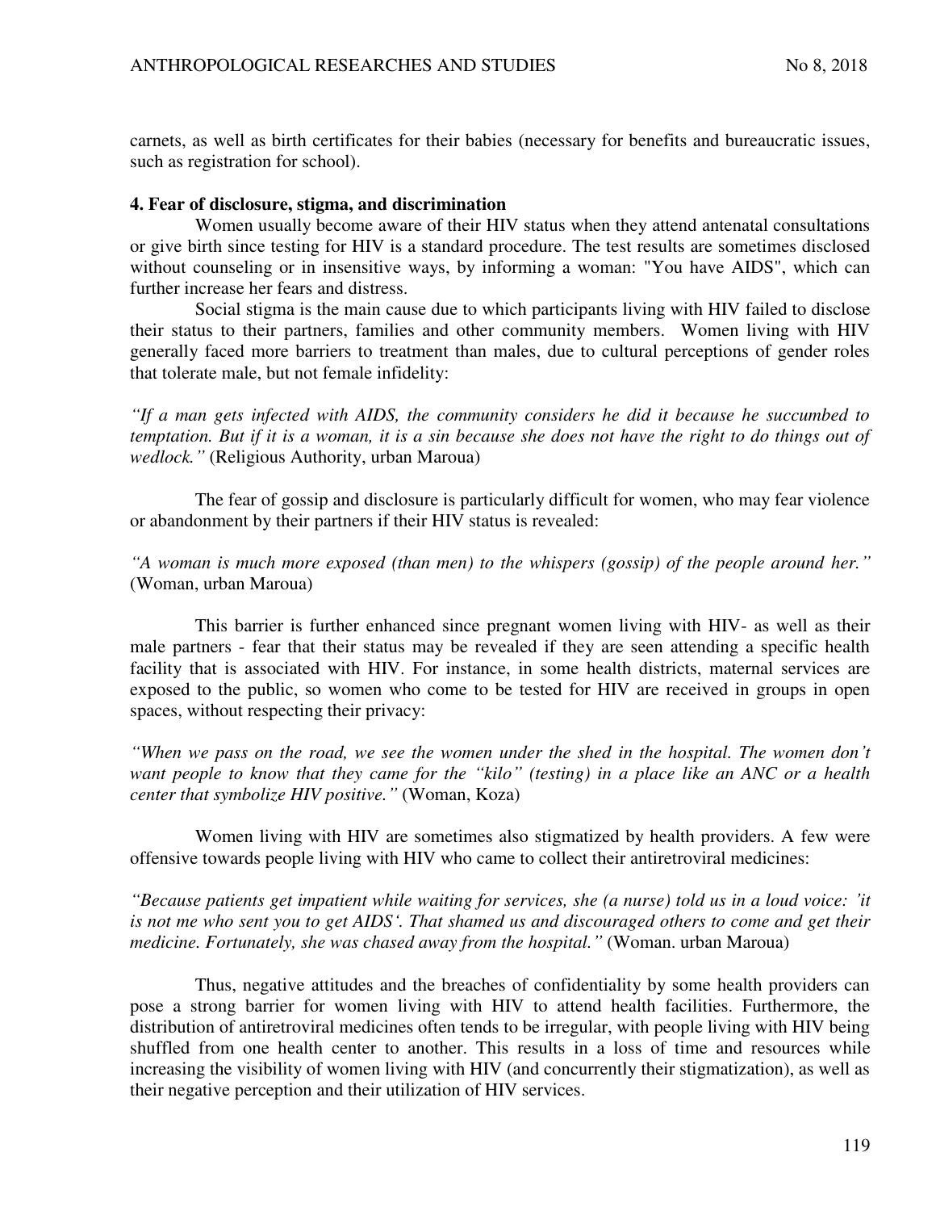carnets, as well as birth certificates for their babies (necessary for benefits and bureaucratic issues, such as registration for school).

## 4. Fear of disclosure, stigma, and discrimination

Women usually become aware of their HIV status when they attend antenatal consultations or give birth since testing for HIV is a standard procedure. The test results are sometimes disclosed without counseling or in insensitive ways, by informing a woman: "You have AIDS", which can further increase her fears and distress.

Social stigma is the main cause due to which participants living with HIV failed to disclose their status to their partners, families and other community members. Women living with HIV generally faced more barriers to treatment than males, due to cultural perceptions of gender roles that tolerate male, but not female infidelity:

*"If a man gets infected with AIDS, the community considers he did it because he succumbed to temptation. But if it is a woman, it is a sin because she does not have the right to do things out of wedlock."* (Religious Authority, urban Maroua)

The fear of gossip and disclosure is particularly difficult for women, who may fear violence or abandonment by their partners if their HIV status is revealed:

*"A woman is much more exposed (than men) to the whispers (gossip) of the people around her."* (Woman, urban Maroua)

This barrier is further enhanced since pregnant women living with HIV- as well as their male partners - fear that their status may be revealed if they are seen attending a specific health facility that is associated with HIV. For instance, in some health districts, maternal services are exposed to the public, so women who come to be tested for HIV are received in groups in open spaces, without respecting their privacy:

*"When we pass on the road, we see the women under the shed in the hospital. The women don't want people to know that they came for the "kilo" (testing) in a place like an ANC or a health center that symbolize HIV positive."* (Woman, Koza)

Women living with HIV are sometimes also stigmatized by health providers. A few were offensive towards people living with HIV who came to collect their antiretroviral medicines:

*"Because patients get impatient while waiting for services, she (a nurse) told us in a loud voice: 'it is not me who sent you to get AIDS'. That shamed us and discouraged others to come and get their medicine. Fortunately, she was chased away from the hospital."* (Woman. urban Maroua)

Thus, negative attitudes and the breaches of confidentiality by some health providers can pose a strong barrier for women living with HIV to attend health facilities. Furthermore, the distribution of antiretroviral medicines often tends to be irregular, with people living with HIV being shuffled from one health center to another. This results in a loss of time and resources while increasing the visibility of women living with HIV (and concurrently their stigmatization), as well as their negative perception and their utilization of HIV services.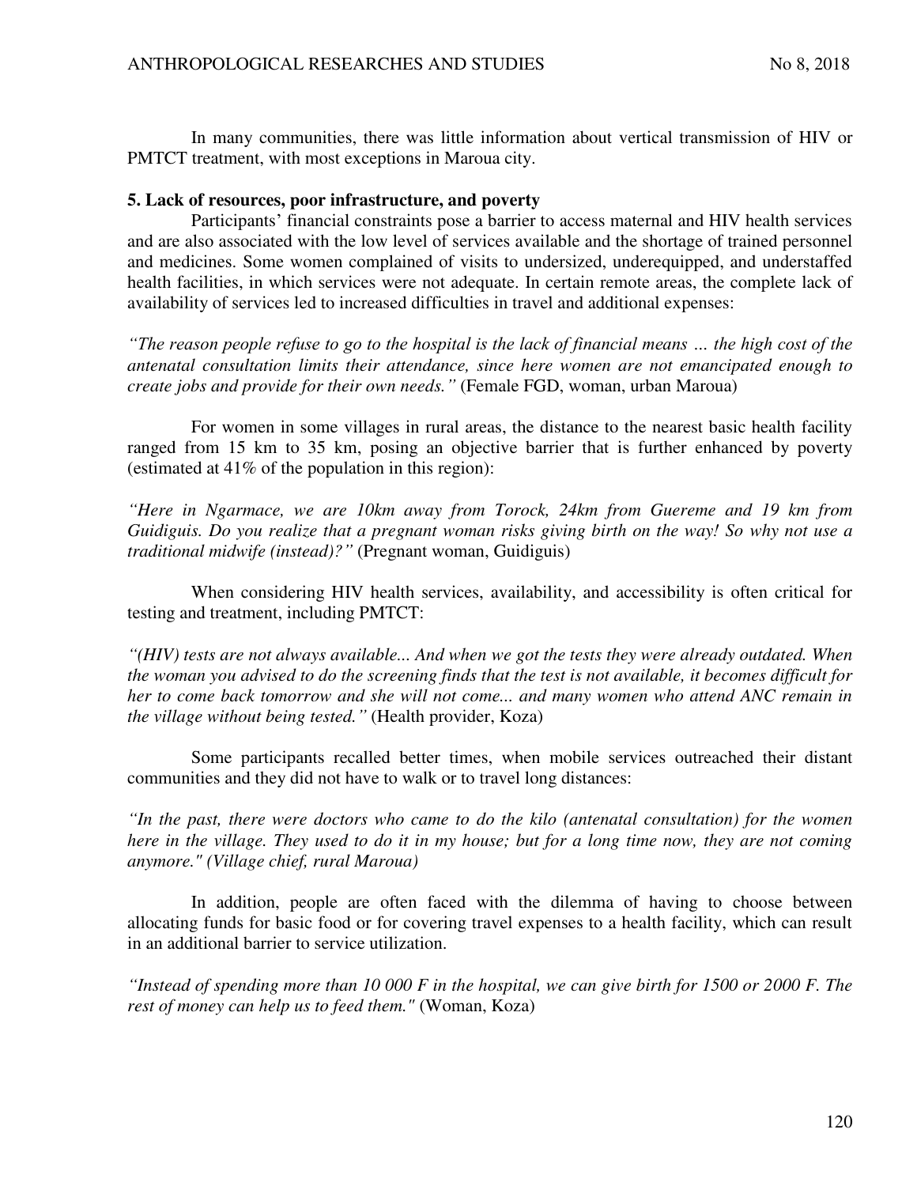In many communities, there was little information about vertical transmission of HIV or PMTCT treatment, with most exceptions in Maroua city.

### 5. Lack of resources, poor infrastructure, and poverty

Participants' financial constraints pose a barrier to access maternal and HIV health services and are also associated with the low level of services available and the shortage of trained personnel and medicines. Some women complained of visits to undersized, underequipped, and understaffed health facilities, in which services were not adequate. In certain remote areas, the complete lack of availability of services led to increased difficulties in travel and additional expenses:

*"The reason people refuse to go to the hospital is the lack of financial means … the high cost of the antenatal consultation limits their attendance, since here women are not emancipated enough to create jobs and provide for their own needs."* (Female FGD, woman, urban Maroua)

For women in some villages in rural areas, the distance to the nearest basic health facility ranged from 15 km to 35 km, posing an objective barrier that is further enhanced by poverty (estimated at 41% of the population in this region):

*"Here in Ngarmace, we are 10km away from Torock, 24km from Guereme and 19 km from Guidiguis. Do you realize that a pregnant woman risks giving birth on the way! So why not use a traditional midwife (instead)?"* (Pregnant woman, Guidiguis)

When considering HIV health services, availability, and accessibility is often critical for testing and treatment, including PMTCT:

*"(HIV) tests are not always available... And when we got the tests they were already outdated. When the woman you advised to do the screening finds that the test is not available, it becomes difficult for her to come back tomorrow and she will not come... and many women who attend ANC remain in the village without being tested."* (Health provider, Koza)

Some participants recalled better times, when mobile services outreached their distant communities and they did not have to walk or to travel long distances:

*"In the past, there were doctors who came to do the kilo (antenatal consultation) for the women here in the village. They used to do it in my house; but for a long time now, they are not coming anymore." (Village chief, rural Maroua)*

In addition, people are often faced with the dilemma of having to choose between allocating funds for basic food or for covering travel expenses to a health facility, which can result in an additional barrier to service utilization.

*"Instead of spending more than 10 000 F in the hospital, we can give birth for 1500 or 2000 F. The rest of money can help us to feed them."* (Woman, Koza)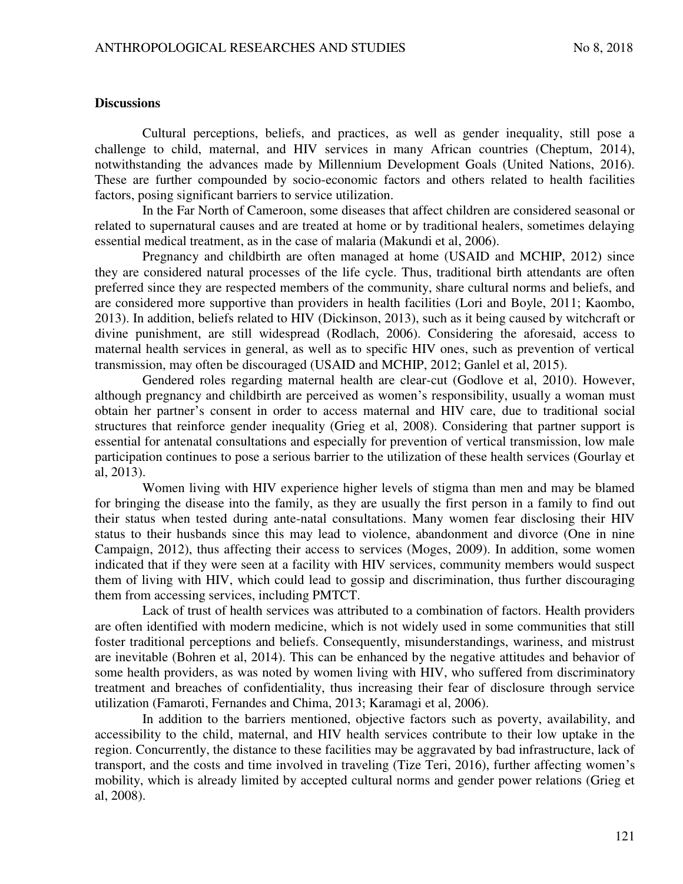**Discussions**

Cultural perceptions, beliefs, and practices, as well as gender inequality, still pose a challenge to child, maternal, and HIV services in many African countries (Cheptum, 2014), notwithstanding the advances made by Millennium Development Goals (United Nations, 2016). These are further compounded by socio-economic factors and others related to health facilities factors, posing significant barriers to service utilization.

In the Far North of Cameroon, some diseases that affect children are considered seasonal or related to supernatural causes and are treated at home or by traditional healers, sometimes delaying essential medical treatment, as in the case of malaria (Makundi et al, 2006).

Pregnancy and childbirth are often managed at home (USAID and MCHIP, 2012) since they are considered natural processes of the life cycle. Thus, traditional birth attendants are often preferred since they are respected members of the community, share cultural norms and beliefs, and are considered more supportive than providers in health facilities (Lori and Boyle, 2011; Kaombo, 2013). In addition, beliefs related to HIV (Dickinson, 2013), such as it being caused by witchcraft or divine punishment, are still widespread (Rodlach, 2006). Considering the aforesaid, access to maternal health services in general, as well as to specific HIV ones, such as prevention of vertical transmission, may often be discouraged (USAID and MCHIP, 2012; Ganlel et al, 2015).

Gendered roles regarding maternal health are clear-cut (Godlove et al, 2010). However, although pregnancy and childbirth are perceived as women's responsibility, usually a woman must obtain her partner's consent in order to access maternal and HIV care, due to traditional social structures that reinforce gender inequality (Grieg et al, 2008). Considering that partner support is essential for antenatal consultations and especially for prevention of vertical transmission, low male participation continues to pose a serious barrier to the utilization of these health services (Gourlay et al, 2013).

Women living with HIV experience higher levels of stigma than men and may be blamed for bringing the disease into the family, as they are usually the first person in a family to find out their status when tested during ante-natal consultations. Many women fear disclosing their HIV status to their husbands since this may lead to violence, abandonment and divorce (One in nine Campaign, 2012), thus affecting their access to services (Moges, 2009). In addition, some women indicated that if they were seen at a facility with HIV services, community members would suspect them of living with HIV, which could lead to gossip and discrimination, thus further discouraging them from accessing services, including PMTCT.

Lack of trust of health services was attributed to a combination of factors. Health providers are often identified with modern medicine, which is not widely used in some communities that still foster traditional perceptions and beliefs. Consequently, misunderstandings, wariness, and mistrust are inevitable (Bohren et al, 2014). This can be enhanced by the negative attitudes and behavior of some health providers, as was noted by women living with HIV, who suffered from discriminatory treatment and breaches of confidentiality, thus increasing their fear of disclosure through service utilization (Famaroti, Fernandes and Chima, 2013; Karamagi et al, 2006).

In addition to the barriers mentioned, objective factors such as poverty, availability, and accessibility to the child, maternal, and HIV health services contribute to their low uptake in the region. Concurrently, the distance to these facilities may be aggravated by bad infrastructure, lack of transport, and the costs and time involved in traveling (Tize Teri, 2016), further affecting women's mobility, which is already limited by accepted cultural norms and gender power relations (Grieg et al, 2008).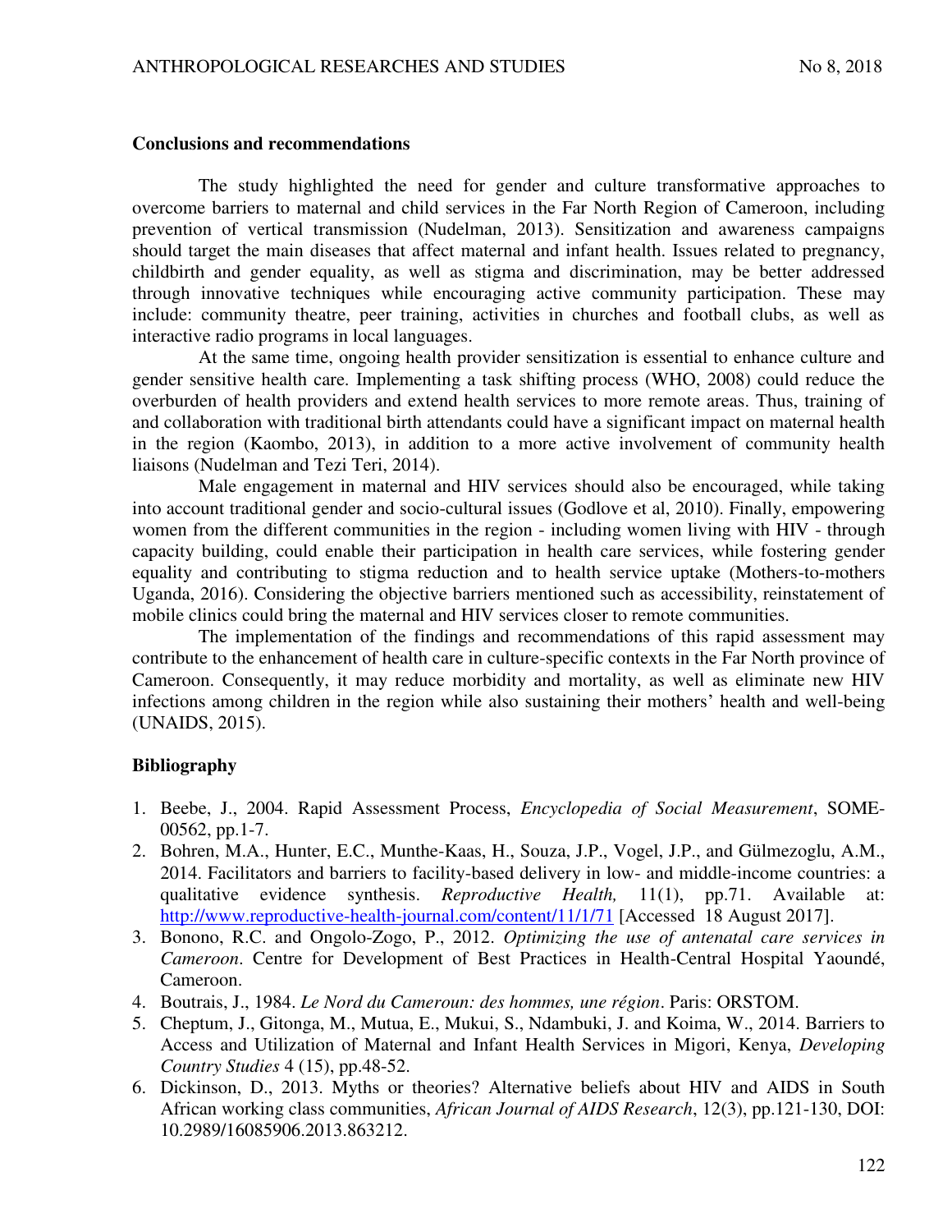**Conclusions and recommendations**

The study highlighted the need for gender and culture transformative approaches to overcome barriers to maternal and child services in the Far North Region of Cameroon, including prevention of vertical transmission (Nudelman, 2013). Sensitization and awareness campaigns should target the main diseases that affect maternal and infant health. Issues related to pregnancy, childbirth and gender equality, as well as stigma and discrimination, may be better addressed through innovative techniques while encouraging active community participation. These may include: community theatre, peer training, activities in churches and football clubs, as well as interactive radio programs in local languages.

At the same time, ongoing health provider sensitization is essential to enhance culture and gender sensitive health care. Implementing a task shifting process (WHO, 2008) could reduce the overburden of health providers and extend health services to more remote areas. Thus, training of and collaboration with traditional birth attendants could have a significant impact on maternal health in the region (Kaombo, 2013), in addition to a more active involvement of community health liaisons (Nudelman and Tezi Teri, 2014).

Male engagement in maternal and HIV services should also be encouraged, while taking into account traditional gender and socio-cultural issues (Godlove et al, 2010). Finally, empowering women from the different communities in the region - including women living with HIV - through capacity building, could enable their participation in health care services, while fostering gender equality and contributing to stigma reduction and to health service uptake (Mothers-to-mothers Uganda, 2016). Considering the objective barriers mentioned such as accessibility, reinstatement of mobile clinics could bring the maternal and HIV services closer to remote communities.

The implementation of the findings and recommendations of this rapid assessment may contribute to the enhancement of health care in culture-specific contexts in the Far North province of Cameroon. Consequently, it may reduce morbidity and mortality, as well as eliminate new HIV infections among children in the region while also sustaining their mothers' health and well-being (UNAIDS, 2015).

**Bibliography**

1. Beebe, J., 2004. Rapid Assessment Process, *Encyclopedia of Social Measurement*, SOME-00562, pp.1-7.
2. Bohren, M.A., Hunter, E.C., Munthe-Kaas, H., Souza, J.P., Vogel, J.P., and Gülmezoglu, A.M., 2014. Facilitators and barriers to facility-based delivery in low- and middle-income countries: a qualitative evidence synthesis. *Reproductive Health,* 11(1), pp.71. Available at: http://www.reproductive-health-journal.com/content/11/1/71 [Accessed 18 August 2017].
3. Bonono, R.C. and Ongolo-Zogo, P., 2012. *Optimizing the use of antenatal care services in Cameroon*. Centre for Development of Best Practices in Health-Central Hospital Yaoundé, Cameroon.
4. Boutrais, J., 1984. *Le Nord du Cameroun: des hommes, une région*. Paris: ORSTOM.
5. Cheptum, J., Gitonga, M., Mutua, E., Mukui, S., Ndambuki, J. and Koima, W., 2014. Barriers to Access and Utilization of Maternal and Infant Health Services in Migori, Kenya, *Developing Country Studies* 4 (15), pp.48-52.
6. Dickinson, D., 2013. Myths or theories? Alternative beliefs about HIV and AIDS in South African working class communities, *African Journal of AIDS Research*, 12(3), pp.121-130, DOI: 10.2989/16085906.2013.863212.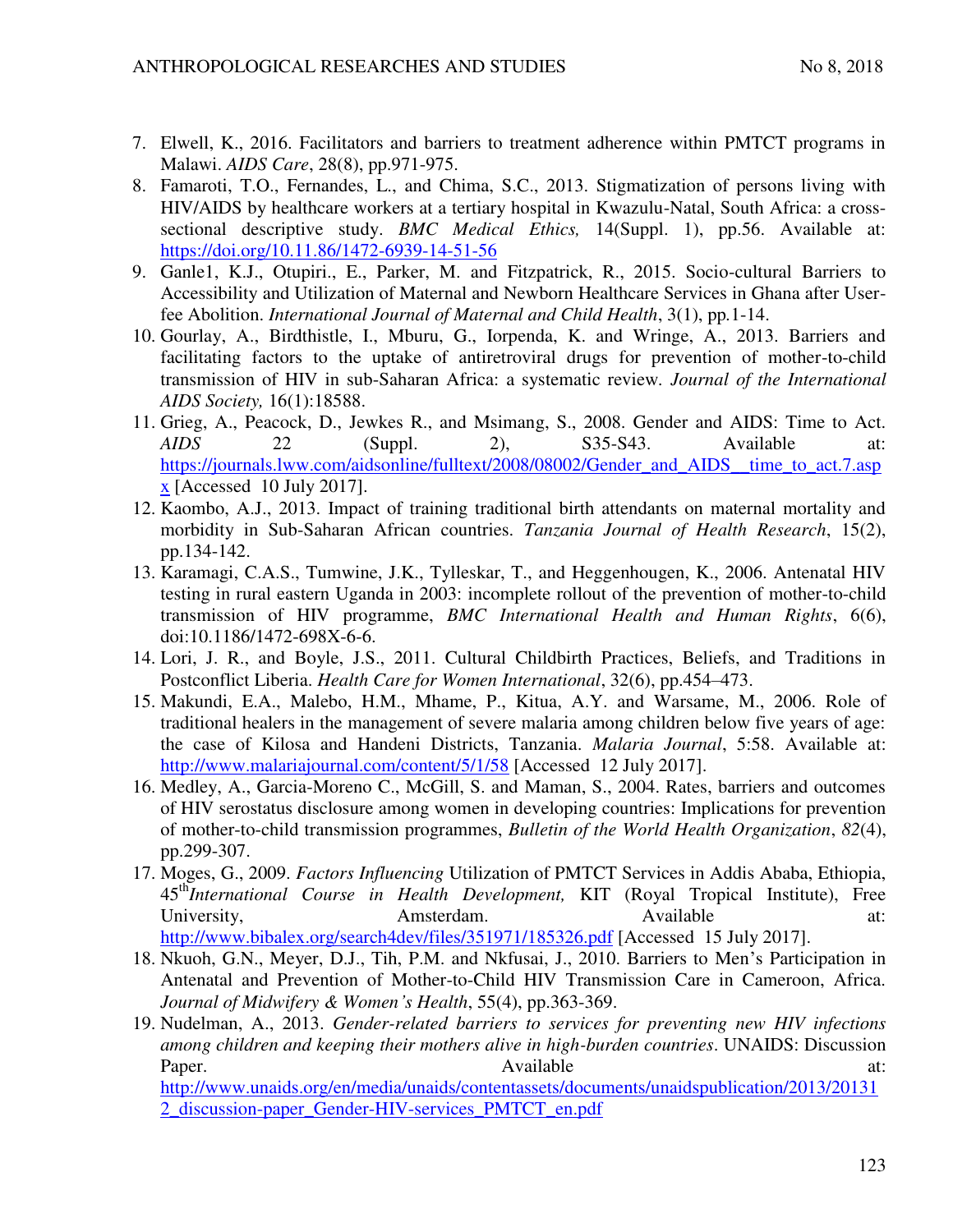7. Elwell, K., 2016. Facilitators and barriers to treatment adherence within PMTCT programs in Malawi. *AIDS Care*, 28(8), pp.971-975.
8. Famaroti, T.O., Fernandes, L., and Chima, S.C., 2013. Stigmatization of persons living with HIV/AIDS by healthcare workers at a tertiary hospital in Kwazulu-Natal, South Africa: a cross-sectional descriptive study. *BMC Medical Ethics,* 14(Suppl. 1), pp.56. Available at: https://doi.org/10.11.86/1472-6939-14-51-56
9. Ganle1, K.J., Otupiri., E., Parker, M. and Fitzpatrick, R., 2015. Socio-cultural Barriers to Accessibility and Utilization of Maternal and Newborn Healthcare Services in Ghana after User-fee Abolition. *International Journal of Maternal and Child Health*, 3(1), pp.1-14.
10. Gourlay, A., Birdthistle, I., Mburu, G., Iorpenda, K. and Wringe, A., 2013. Barriers and facilitating factors to the uptake of antiretroviral drugs for prevention of mother-to-child transmission of HIV in sub-Saharan Africa: a systematic review. *Journal of the International AIDS Society,* 16(1):18588.
11. Grieg, A., Peacock, D., Jewkes R., and Msimang, S., 2008. Gender and AIDS: Time to Act. *AIDS* 22 (Suppl. 2), S35-S43. Available at: https://journals.lww.com/aidsonline/fulltext/2008/08002/Gender_and_AIDS__time_to_act.7.aspx [Accessed 10 July 2017].
12. Kaombo, A.J., 2013. Impact of training traditional birth attendants on maternal mortality and morbidity in Sub-Saharan African countries. *Tanzania Journal of Health Research*, 15(2), pp.134-142.
13. Karamagi, C.A.S., Tumwine, J.K., Tylleskar, T., and Heggenhougen, K., 2006. Antenatal HIV testing in rural eastern Uganda in 2003: incomplete rollout of the prevention of mother-to-child transmission of HIV programme, *BMC International Health and Human Rights*, 6(6), doi:10.1186/1472-698X-6-6.
14. Lori, J. R., and Boyle, J.S., 2011. Cultural Childbirth Practices, Beliefs, and Traditions in Postconflict Liberia. *Health Care for Women International*, 32(6), pp.454–473.
15. Makundi, E.A., Malebo, H.M., Mhame, P., Kitua, A.Y. and Warsame, M., 2006. Role of traditional healers in the management of severe malaria among children below five years of age: the case of Kilosa and Handeni Districts, Tanzania. *Malaria Journal*, 5:58. Available at: http://www.malariajournal.com/content/5/1/58 [Accessed 12 July 2017].
16. Medley, A., Garcia-Moreno C., McGill, S. and Maman, S., 2004. Rates, barriers and outcomes of HIV serostatus disclosure among women in developing countries: Implications for prevention of mother-to-child transmission programmes, *Bulletin of the World Health Organization*, *82*(4), pp.299-307.
17. Moges, G., 2009. *Factors Influencing* Utilization of PMTCT Services in Addis Ababa, Ethiopia, 45th *International Course in Health Development,* KIT (Royal Tropical Institute), Free University, Amsterdam. Available at: http://www.bibalex.org/search4dev/files/351971/185326.pdf [Accessed 15 July 2017].
18. Nkuoh, G.N., Meyer, D.J., Tih, P.M. and Nkfusai, J., 2010. Barriers to Men's Participation in Antenatal and Prevention of Mother-to-Child HIV Transmission Care in Cameroon, Africa. *Journal of Midwifery & Women's Health*, 55(4), pp.363-369.
19. Nudelman, A., 2013. *Gender-related barriers to services for preventing new HIV infections among children and keeping their mothers alive in high-burden countries*. UNAIDS: Discussion Paper. Available at: http://www.unaids.org/en/media/unaids/contentassets/documents/unaidspublication/2013/201312_discussion-paper_Gender-HIV-services_PMTCT_en.pdf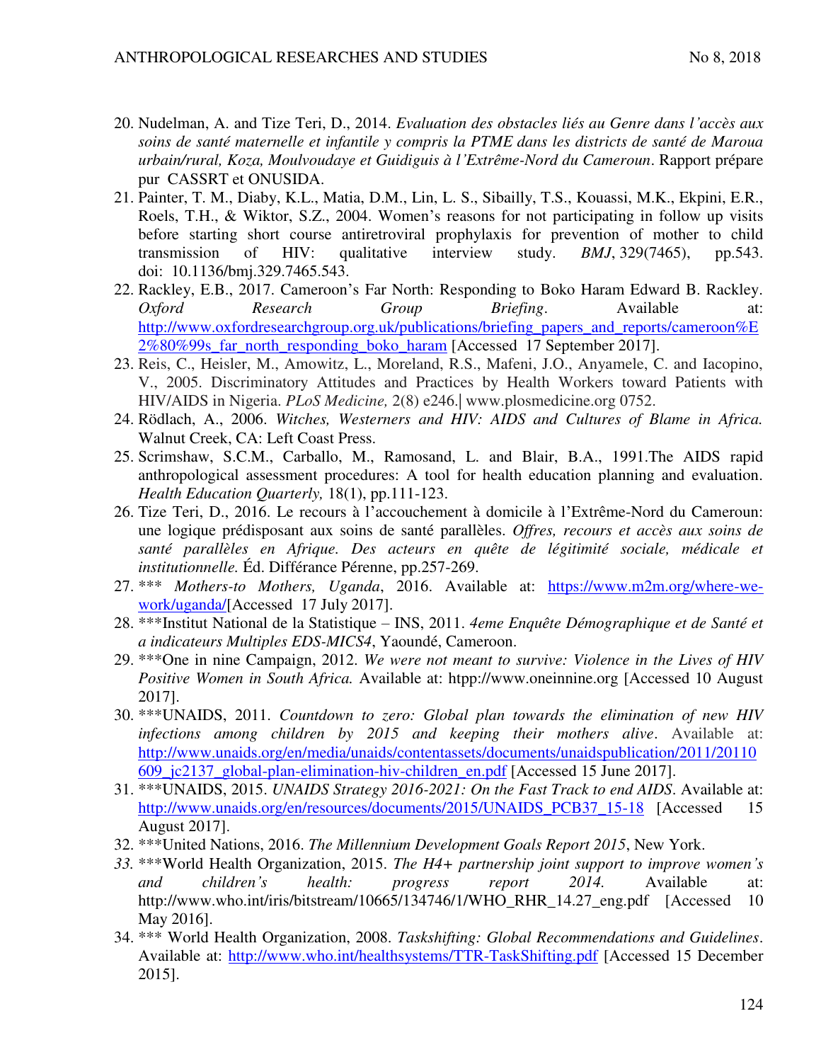20. Nudelman, A. and Tize Teri, D., 2014. *Evaluation des obstacles liés au Genre dans l'accès aux soins de santé maternelle et infantile y compris la PTME dans les districts de santé de Maroua urbain/rural, Koza, Moulvoudaye et Guidiguis à l'Extrême-Nord du Cameroun*. Rapport prépare pur CASSRT et ONUSIDA.
21. Painter, T. M., Diaby, K.L., Matia, D.M., Lin, L. S., Sibailly, T.S., Kouassi, M.K., Ekpini, E.R., Roels, T.H., & Wiktor, S.Z., 2004. Women's reasons for not participating in follow up visits before starting short course antiretroviral prophylaxis for prevention of mother to child transmission of HIV: qualitative interview study. *BMJ*, 329(7465), pp.543. doi: 10.1136/bmj.329.7465.543.
22. Rackley, E.B., 2017. Cameroon's Far North: Responding to Boko Haram Edward B. Rackley. *Oxford Research Group Briefing*. Available at: http://www.oxfordresearchgroup.org.uk/publications/briefing_papers_and_reports/cameroon%E2%80%99s_far_north_responding_boko_haram [Accessed 17 September 2017].
23. Reis, C., Heisler, M., Amowitz, L., Moreland, R.S., Mafeni, J.O., Anyamele, C. and Iacopino, V., 2005. Discriminatory Attitudes and Practices by Health Workers toward Patients with HIV/AIDS in Nigeria. *PLoS Medicine,* 2(8) e246.| www.plosmedicine.org 0752.
24. Rödlach, A., 2006. *Witches, Westerners and HIV: AIDS and Cultures of Blame in Africa.* Walnut Creek, CA: Left Coast Press.
25. Scrimshaw, S.C.M., Carballo, M., Ramosand, L. and Blair, B.A., 1991.The AIDS rapid anthropological assessment procedures: A tool for health education planning and evaluation. *Health Education Quarterly,* 18(1), pp.111-123.
26. Tize Teri, D., 2016. Le recours à l'accouchement à domicile à l'Extrême-Nord du Cameroun: une logique prédisposant aux soins de santé parallèles. *Offres, recours et accès aux soins de santé parallèles en Afrique. Des acteurs en quête de légitimité sociale, médicale et institutionnelle.* Éd. Différance Pérenne, pp.257-269.
27. *** *Mothers-to Mothers, Uganda*, 2016. Available at: https://www.m2m.org/where-we-work/uganda/[Accessed 17 July 2017].
28. ***Institut National de la Statistique – INS, 2011. *4eme Enquête Démographique et de Santé et a indicateurs Multiples EDS-MICS4*, Yaoundé, Cameroon.
29. ***One in nine Campaign, 2012. *We were not meant to survive: Violence in the Lives of HIV Positive Women in South Africa.* Available at: htpp://www.oneinnine.org [Accessed 10 August 2017].
30. ***UNAIDS, 2011. *Countdown to zero: Global plan towards the elimination of new HIV infections among children by 2015 and keeping their mothers alive*. Available at: http://www.unaids.org/en/media/unaids/contentassets/documents/unaidspublication/2011/20110609_jc2137_global-plan-elimination-hiv-children_en.pdf [Accessed 15 June 2017].
31. ***UNAIDS, 2015. *UNAIDS Strategy 2016-2021: On the Fast Track to end AIDS*. Available at: http://www.unaids.org/en/resources/documents/2015/UNAIDS_PCB37_15-18 [Accessed 15 August 2017].
32. ***United Nations, 2016. *The Millennium Development Goals Report 2015*, New York.
33. ***World Health Organization, 2015. *The H4+ partnership joint support to improve women's and children's health: progress report 2014.* Available at: http://www.who.int/iris/bitstream/10665/134746/1/WHO_RHR_14.27_eng.pdf [Accessed 10 May 2016].
34. *** World Health Organization, 2008. *Taskshifting: Global Recommendations and Guidelines*. Available at: http://www.who.int/healthsystems/TTR-TaskShifting.pdf [Accessed 15 December 2015].